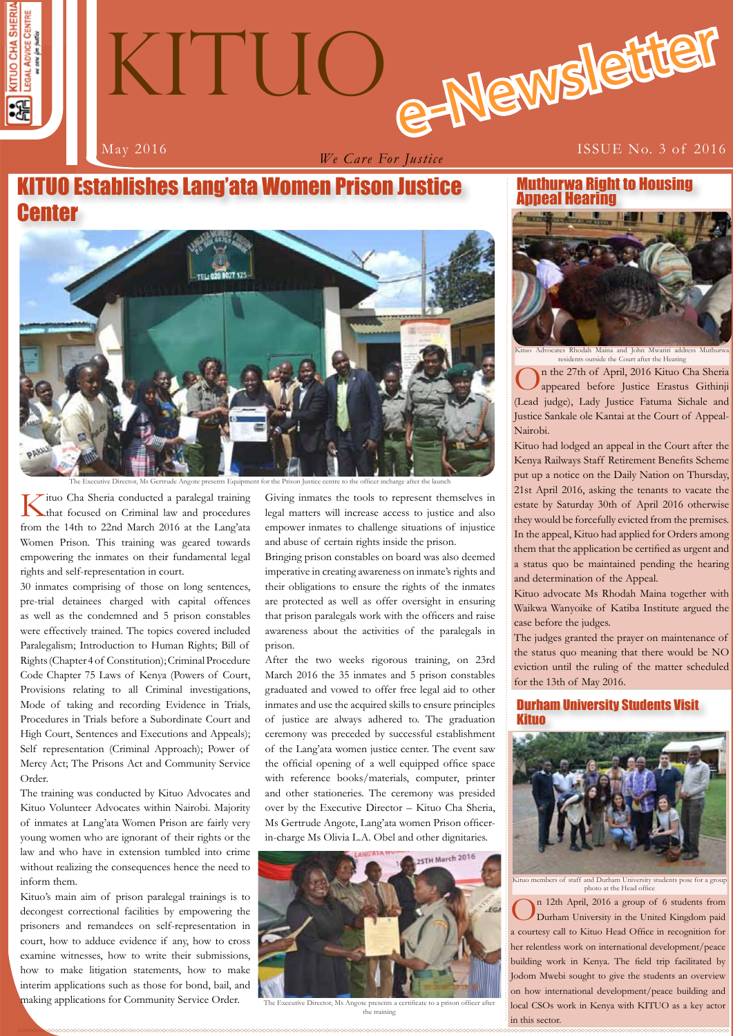# KITUO e-Newsletter

May 2016

*We Care For Justice*

ISSUE No. 3 of 2016

## KITUO Establishes Lang'ata Women Prison Justice Center

The Executive Director, Ms Gertrude Angote presents Equipment for the Prison Justice centre to the officer incharge after the launch

Kituo Cha Sheria conducted a paralegal training that focused on Criminal law and procedures from the 14th to 22nd March 2016 at the Lang'ata Women Prison. This training was geared towards empowering the inmates on their fundamental legal rights and self-representation in court.

30 inmates comprising of those on long sentences, pre-trial detainees charged with capital offences as well as the condemned and 5 prison constables were effectively trained. The topics covered included Paralegalism; Introduction to Human Rights; Bill of Rights (Chapter 4 of Constitution); Criminal Procedure Code Chapter 75 Laws of Kenya (Powers of Court, Provisions relating to all Criminal investigations, Mode of taking and recording Evidence in Trials, Procedures in Trials before a Subordinate Court and High Court, Sentences and Executions and Appeals); Self representation (Criminal Approach); Power of Mercy Act; The Prisons Act and Community Service Order.

The training was conducted by Kituo Advocates and Kituo Volunteer Advocates within Nairobi. Majority of inmates at Lang'ata Women Prison are fairly very young women who are ignorant of their rights or the law and who have in extension tumbled into crime without realizing the consequences hence the need to inform them.

Kituo's main aim of prison paralegal trainings is to decongest correctional facilities by empowering the prisoners and remandees on self-representation in court, how to adduce evidence if any, how to cross examine witnesses, how to write their submissions, how to make litigation statements, how to make interim applications such as those for bond, bail, and making applications for Community Service Order.

Giving inmates the tools to represent themselves in legal matters will increase access to justice and also empower inmates to challenge situations of injustice and abuse of certain rights inside the prison.

Bringing prison constables on board was also deemed imperative in creating awareness on inmate's rights and their obligations to ensure the rights of the inmates are protected as well as offer oversight in ensuring that prison paralegals work with the officers and raise awareness about the activities of the paralegals in prison.

After the two weeks rigorous training, on 23rd March 2016 the 35 inmates and 5 prison constables graduated and vowed to offer free legal aid to other inmates and use the acquired skills to ensure principles of justice are always adhered to. The graduation ceremony was preceded by successful establishment of the Lang'ata women justice center. The event saw the official opening of a well equipped office space with reference books/materials, computer, printer and other stationeries. The ceremony was presided over by the Executive Director – Kituo Cha Sheria, Ms Gertrude Angote, Lang'ata women Prison officer-in-charge Ms Olivia L.A. Obel and other dignitaries.

The Executive Director, Ms Angote presents a certificate to a prison officer after the training

## Muthurwa Right to Housing Appeal Hearing

Kituo Advocates Rhodah Maina and John Mwariri address Muthurwa residents outside the Court after the Hearing

On the 27th of April, 2016 Kituo Cha Sheria appeared before Justice Erastus Githinji (Lead judge), Lady Justice Fatuma Sichale and Justice Sankale ole Kantai at the Court of Appeal-Nairobi.

Kituo had lodged an appeal in the Court after the Kenya Railways Staff Retirement Benefits Scheme put up a notice on the Daily Nation on Thursday, 21st April 2016, asking the tenants to vacate the estate by Saturday 30th of April 2016 otherwise they would be forcefully evicted from the premises. In the appeal, Kituo had applied for Orders among them that the application be certified as urgent and a status quo be maintained pending the hearing and determination of the Appeal.

Kituo advocate Ms Rhodah Maina together with Waikwa Wanyoike of Katiba Institute argued the case before the judges.

The judges granted the prayer on maintenance of the status quo meaning that there would be NO eviction until the ruling of the matter scheduled for the 13th of May 2016.

## Durham University Students Visit Kituo

Kituo members of staff and Durham University students pose for a group photo at the Head office

On 12th April, 2016 a group of 6 students from Durham University in the United Kingdom paid a courtesy call to Kituo Head Office in recognition for her relentless work on international development/peace building work in Kenya. The field trip facilitated by Jodom Mwebi sought to give the students an overview on how international development/peace building and local CSOs work in Kenya with KITUO as a key actor in this sector.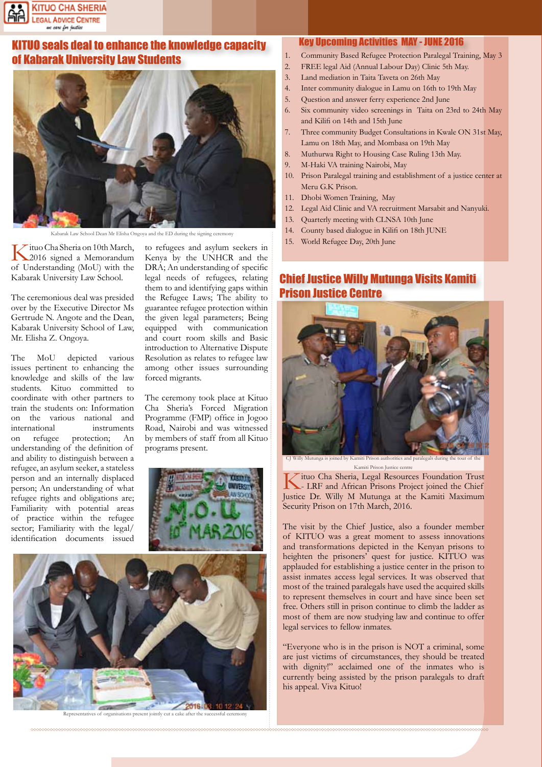# KITUO seals deal to enhance the knowledge capacity of Kabarak University Law Students

Kabarak Law School Dean Mr Elisha Ongoya and the ED during the signing ceremony

Kituo Cha Sheria on 10th March, 2016 signed a Memorandum of Understanding (MoU) with the Kabarak University Law School.

The ceremonious deal was presided over by the Executive Director Ms Gertrude N. Angote and the Dean, Kabarak University School of Law, Mr. Elisha Z. Ongoya.

The MoU depicted various issues pertinent to enhancing the knowledge and skills of the law students. Kituo committed to coordinate with other partners to train the students on: Information on the various national and international instruments on refugee protection; An understanding of the definition of and ability to distinguish between a refugee, an asylum seeker, a stateless person and an internally displaced person; An understanding of what refugee rights and obligations are; Familiarity with potential areas of practice within the refugee sector; Familiarity with the legal/ identification documents issued to refugees and asylum seekers in Kenya by the UNHCR and the DRA; An understanding of specific legal needs of refugees, relating them to and identifying gaps within the Refugee Laws; The ability to guarantee refugee protection within the given legal parameters; Being equipped with communication and court room skills and Basic introduction to Alternative Dispute Resolution as relates to refugee law among other issues surrounding forced migrants.

The ceremony took place at Kituo Cha Sheria's Forced Migration Programme (FMP) office in Jogoo Road, Nairobi and was witnessed by members of staff from all Kituo programs present.

Representatives of organisations present jointly cut a cake after the successful ceremony

## Key Upcoming Activities MAY - JUNE 2016

1. Community Based Refugee Protection Paralegal Training, May 3
2. FREE legal Aid (Annual Labour Day) Clinic 5th May.
3. Land mediation in Taita Taveta on 26th May
4. Inter community dialogue in Lamu on 16th to 19th May
5. Question and answer ferry experience 2nd June
6. Six community video screenings in Taita on 23rd to 24th May and Kilifi on 14th and 15th June
7. Three community Budget Consultations in Kwale ON 31st May, Lamu on 18th May, and Mombasa on 19th May
8. Muthurwa Right to Housing Case Ruling 13th May.
9. M-Haki VA training Nairobi, May
10. Prison Paralegal training and establishment of a justice center at Meru G.K Prison.
11. Dhobi Women Training, May
12. Legal Aid Clinic and VA recruitment Marsabit and Nanyuki.
13. Quarterly meeting with CLNSA 10th June
14. County based dialogue in Kilifi on 18th JUNE
15. World Refugee Day, 20th June

## Chief Justice Willy Mutunga Visits Kamiti Prison Justice Centre

CJ Willy Mutunga is joined by Kamiti Prison authorities and paralegals during the tour of the Kamiti Prison Justice centre

Kituo Cha Sheria, Legal Resources Foundation Trust - LRF and African Prisons Project joined the Chief Justice Dr. Willy M Mutunga at the Kamiti Maximum Security Prison on 17th March, 2016.

The visit by the Chief Justice, also a founder member of KITUO was a great moment to assess innovations and transformations depicted in the Kenyan prisons to heighten the prisoners' quest for justice. KITUO was applauded for establishing a justice center in the prison to assist inmates access legal services. It was observed that most of the trained paralegals have used the acquired skills to represent themselves in court and have since been set free. Others still in prison continue to climb the ladder as most of them are now studying law and continue to offer legal services to fellow inmates.

"Everyone who is in the prison is NOT a criminal, some are just victims of circumstances, they should be treated with dignity!" acclaimed one of the inmates who is currently being assisted by the prison paralegals to draft his appeal. Viva Kituo!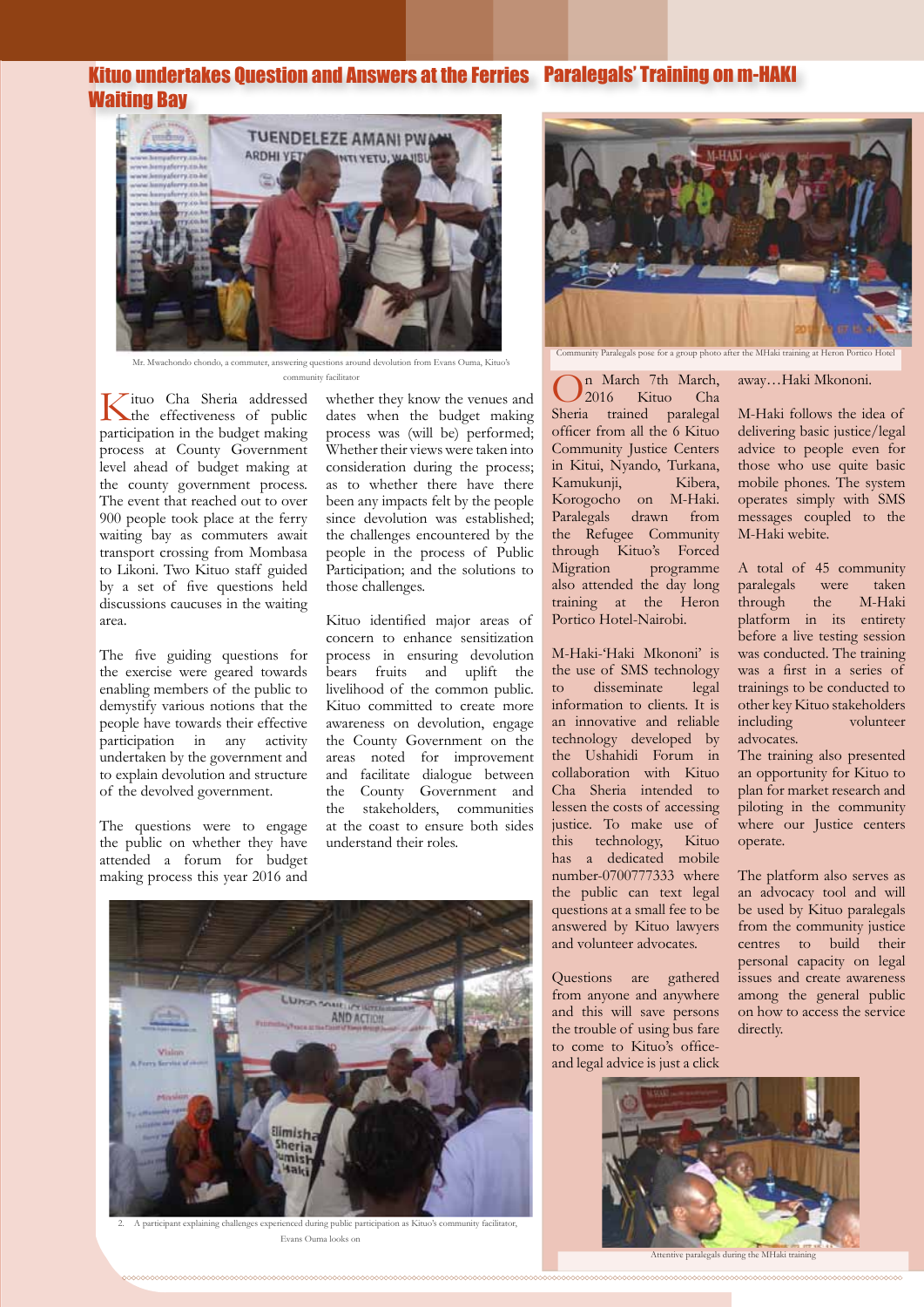## Kituo undertakes Question and Answers at the Ferries Waiting Bay

Mr. Mwachondo chondo, a commuter, answering questions around devolution from Evans Ouma, Kituo's community facilitator

Kituo Cha Sheria addressed the effectiveness of public participation in the budget making process at County Government level ahead of budget making at the county government process. The event that reached out to over 900 people took place at the ferry waiting bay as commuters await transport crossing from Mombasa to Likoni. Two Kituo staff guided by a set of five questions held discussions caucuses in the waiting area.

The five guiding questions for the exercise were geared towards enabling members of the public to demystify various notions that the people have towards their effective participation in any activity undertaken by the government and to explain devolution and structure of the devolved government.

The questions were to engage the public on whether they have attended a forum for budget making process this year 2016 and whether they know the venues and dates when the budget making process was (will be) performed; Whether their views were taken into consideration during the process; as to whether there have there been any impacts felt by the people since devolution was established; the challenges encountered by the people in the process of Public Participation; and the solutions to those challenges.

Kituo identified major areas of concern to enhance sensitization process in ensuring devolution bears fruits and uplift the livelihood of the common public. Kituo committed to create more awareness on devolution, engage the County Government on the areas noted for improvement and facilitate dialogue between the County Government and the stakeholders, communities at the coast to ensure both sides understand their roles.

2. A participant explaining challenges experienced during public participation as Kituo's community facilitator, Evans Ouma looks on

## Paralegals' Training on m-HAKI

Community Paralegals pose for a group photo after the MHaki training at Heron Portico Hotel

On March 7th March, 2016 Kituo Cha Sheria trained paralegal officer from all the 6 Kituo Community Justice Centers in Kitui, Nyando, Turkana, Kamukunji, Kibera, Korogocho on M-Haki. Paralegals drawn from the Refugee Community through Kituo's Forced Migration programme also attended the day long training at the Heron Portico Hotel-Nairobi.

M-Haki-'Haki Mkononi' is the use of SMS technology to disseminate legal information to clients. It is an innovative and reliable technology developed by the Ushahidi Forum in collaboration with Kituo Cha Sheria intended to lessen the costs of accessing justice. To make use of this technology, Kituo has a dedicated mobile number-0700777333 where the public can text legal questions at a small fee to be answered by Kituo lawyers and volunteer advocates.

Questions are gathered from anyone and anywhere and this will save persons the trouble of using bus fare to come to Kituo's office- and legal advice is just a click away…Haki Mkononi.

M-Haki follows the idea of delivering basic justice/legal advice to people even for those who use quite basic mobile phones. The system operates simply with SMS messages coupled to the M-Haki webite.

A total of 45 community paralegals were taken through the M-Haki platform in its entirety before a live testing session was conducted. The training was a first in a series of trainings to be conducted to other key Kituo stakeholders including volunteer advocates.

The training also presented an opportunity for Kituo to plan for market research and piloting in the community where our Justice centers operate.

The platform also serves as an advocacy tool and will be used by Kituo paralegals from the community justice centres to build their personal capacity on legal issues and create awareness among the general public on how to access the service directly.

Attentive paralegals during the MHaki training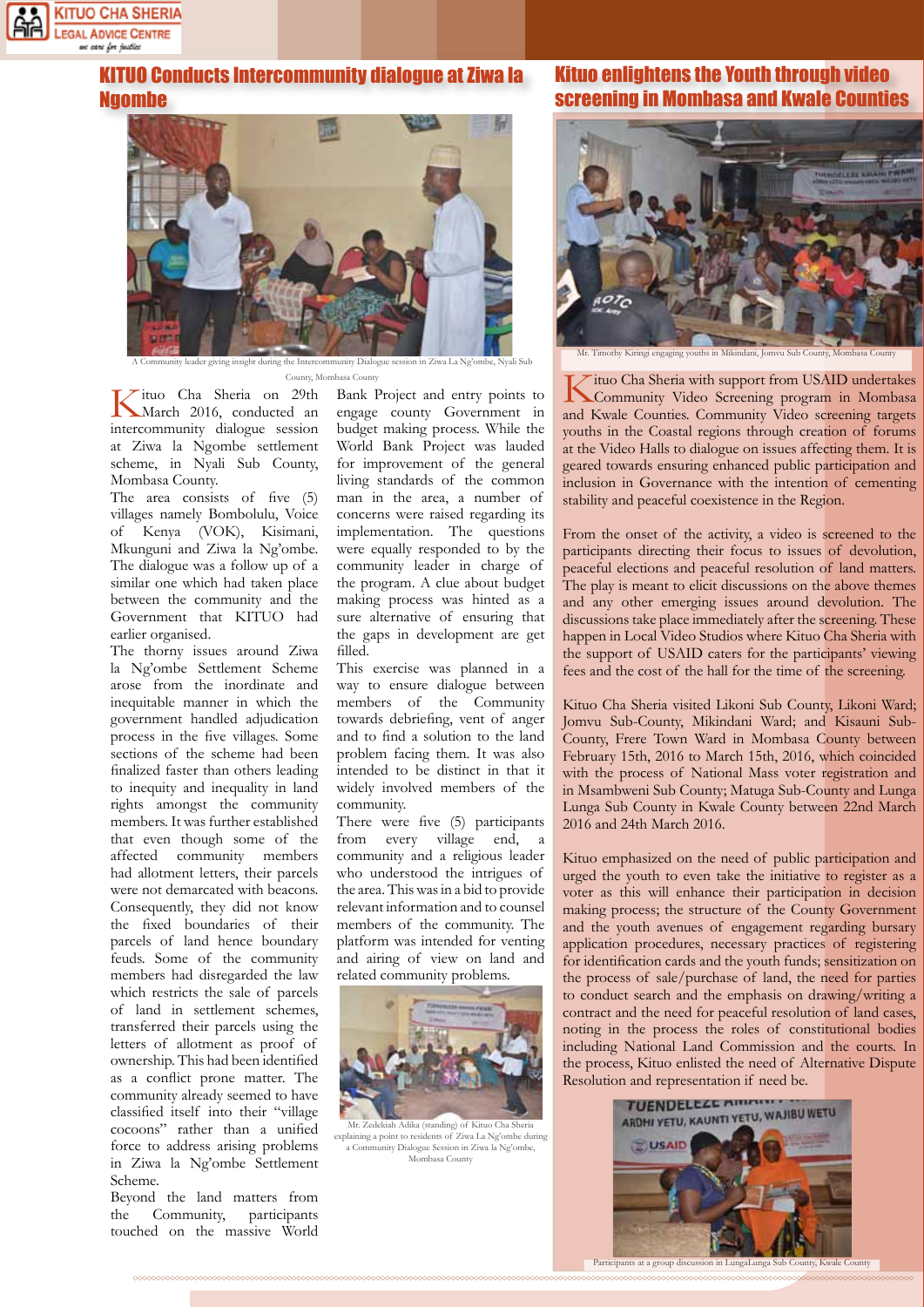# KITUO Conducts Intercommunity dialogue at Ziwa la Ngombe

A Community leader giving insight during the Intercommunity Dialogue session in Ziwa La Ng'ombe, Nyali Sub County, Mombasa County

Kituo Cha Sheria on 29th March 2016, conducted an intercommunity dialogue session at Ziwa la Ngombe settlement scheme, in Nyali Sub County, Mombasa County.

The area consists of five (5) villages namely Bombolulu, Voice of Kenya (VOK), Kisimani, Mkunguni and Ziwa la Ng'ombe. The dialogue was a follow up of a similar one which had taken place between the community and the Government that KITUO had earlier organised.

The thorny issues around Ziwa la Ng'ombe Settlement Scheme arose from the inordinate and inequitable manner in which the government handled adjudication process in the five villages. Some sections of the scheme had been finalized faster than others leading to inequity and inequality in land rights amongst the community members. It was further established that even though some of the affected community members had allotment letters, their parcels were not demarcated with beacons. Consequently, they did not know the fixed boundaries of their parcels of land hence boundary feuds. Some of the community members had disregarded the law which restricts the sale of parcels of land in settlement schemes, transferred their parcels using the letters of allotment as proof of ownership. This had been identified as a conflict prone matter. The community already seemed to have classified itself into their "village cocoons" rather than a unified force to address arising problems in Ziwa la Ng'ombe Settlement Scheme.

Beyond the land matters from the Community, participants touched on the massive World Bank Project and entry points to engage county Government in budget making process. While the World Bank Project was lauded for improvement of the general living standards of the common man in the area, a number of concerns were raised regarding its implementation. The questions were equally responded to by the community leader in charge of the program. A clue about budget making process was hinted as a sure alternative of ensuring that the gaps in development are get filled.

This exercise was planned in a way to ensure dialogue between members of the Community towards debriefing, vent of anger and to find a solution to the land problem facing them. It was also intended to be distinct in that it widely involved members of the community.

There were five (5) participants from every village end, a community and a religious leader who understood the intrigues of the area. This was in a bid to provide relevant information and to counsel members of the community. The platform was intended for venting and airing of view on land and related community problems.

Mr. Zedekiah Adika (standing) of Kituo Cha Sheria explaining a point to residents of Ziwa La Ng'ombe during a Community Dialogue Session in Ziwa la Ng'ombe, Mombasa County

# Kituo enlightens the Youth through video screening in Mombasa and Kwale Counties

Mr. Timothy Kiringi engaging youths in Mikindani, Jomvu Sub County, Mombasa County

Kituo Cha Sheria with support from USAID undertakes Community Video Screening program in Mombasa and Kwale Counties. Community Video screening targets youths in the Coastal regions through creation of forums at the Video Halls to dialogue on issues affecting them. It is geared towards ensuring enhanced public participation and inclusion in Governance with the intention of cementing stability and peaceful coexistence in the Region.

From the onset of the activity, a video is screened to the participants directing their focus to issues of devolution, peaceful elections and peaceful resolution of land matters. The play is meant to elicit discussions on the above themes and any other emerging issues around devolution. The discussions take place immediately after the screening. These happen in Local Video Studios where Kituo Cha Sheria with the support of USAID caters for the participants' viewing fees and the cost of the hall for the time of the screening.

Kituo Cha Sheria visited Likoni Sub County, Likoni Ward; Jomvu Sub-County, Mikindani Ward; and Kisauni Sub-County, Frere Town Ward in Mombasa County between February 15th, 2016 to March 15th, 2016, which coincided with the process of National Mass voter registration and in Msambweni Sub County; Matuga Sub-County and Lunga Lunga Sub County in Kwale County between 22nd March 2016 and 24th March 2016.

Kituo emphasized on the need of public participation and urged the youth to even take the initiative to register as a voter as this will enhance their participation in decision making process; the structure of the County Government and the youth avenues of engagement regarding bursary application procedures, necessary practices of registering for identification cards and the youth funds; sensitization on the process of sale/purchase of land, the need for parties to conduct search and the emphasis on drawing/writing a contract and the need for peaceful resolution of land cases, noting in the process the roles of constitutional bodies including National Land Commission and the courts. In the process, Kituo enlisted the need of Alternative Dispute Resolution and representation if need be.

Participants at a group discussion in LungaLunga Sub County, Kwale County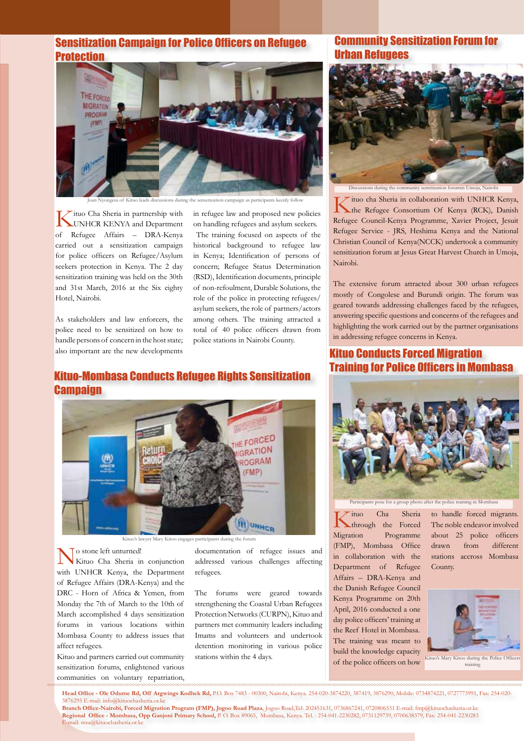## Sensitization Campaign for Police Officers on Refugee Protection

Joan Nyongesa of Kituo leads discussions during the sensetization campaign as participants keenly follow

Kituo Cha Sheria in partnership with UNHCR KENYA and Department of Refugee Affairs – DRA-Kenya carried out a sensitization campaign for police officers on Refugee/Asylum seekers protection in Kenya. The 2 day sensitization training was held on the 30th and 31st March, 2016 at the Six eighty Hotel, Nairobi.

As stakeholders and law enforcers, the police need to be sensitized on how to handle persons of concern in the host state; also important are the new developments in refugee law and proposed new policies on handling refugees and asylum seekers.

The training focused on aspects of the historical background to refugee law in Kenya; Identification of persons of concern; Refugee Status Determination (RSD), Identification documents, principle of non-refoulment, Durable Solutions, the role of the police in protecting refugees/ asylum seekers, the role of partners/actors among others. The training attracted a total of 40 police officers drawn from police stations in Nairobi County.

## Kituo-Mombasa Conducts Refugee Rights Sensitization Campaign

Kituo's lawyer Mary Kitoo engages participants during the forum

No stone left unturned!

Kituo Cha Sheria in conjunction with UNHCR Kenya, the Department of Refugee Affairs (DRA-Kenya) and the DRC - Horn of Africa & Yemen, from Monday the 7th of March to the 10th of March accomplished 4 days sensitization forums in various locations within Mombasa County to address issues that affect refugees.

Kituo and partners carried out community sensitization forums, enlightened various communities on voluntary repatriation, documentation of refugee issues and addressed various challenges affecting refugees.

The forums were geared towards strengthening the Coastal Urban Refugees Protection Networks (CURPN), Kituo and partners met community leaders including Imams and volunteers and undertook detention monitoring in various police stations within the 4 days.

## Community Sensitization Forum for Urban Refugees

Discussions during the community sensitization forumin Umoja, Nairobi

Kituo cha Sheria in collaboration with UNHCR Kenya, the Refugee Consortium Of Kenya (RCK), Danish Refugee Council-Kenya Programme, Xavier Project, Jesuit Refugee Service - JRS, Heshima Kenya and the National Christian Council of Kenya(NCCK) undertook a community sensitization forum at Jesus Great Harvest Church in Umoja, Nairobi.

The extensive forum attracted about 300 urban refugees mostly of Congolese and Burundi origin. The forum was geared towards addressing challenges faced by the refugees, answering specific questions and concerns of the refugees and highlighting the work carried out by the partner organisations in addressing refugee concerns in Kenya.

## Kituo Conducts Forced Migration Training for Police Officers in Mombasa

Participants pose for a group photo after the police training in Mombasa

Kituo Cha Sheria through the Forced Migration Programme (FMP), Mombasa Office in collaboration with the Department of Refugee Affairs – DRA-Kenya and the Danish Refugee Council Kenya Programme on 20th April, 2016 conducted a one day police officers' training at the Reef Hotel in Mombasa. The training was meant to build the knowledge capacity of the police officers on how to handle forced migrants. The noble endeavor involved about 25 police officers drawn from different stations accross Mombasa County.

Kituo's Mary Kitoo during the Police Officers training

**Head Office - Ole Odume Rd, Off Argwings Kodhek Rd,** P.O. Box 7483 - 00300, Nairobi, Kenya. 254-020-3874220, 387419, 3876290, Mobile: 0734874221, 0727773991, Fax: 254-020-3876295 E-mail: info@kituochasheria.or.ke
**Branch Office-Nairobi, Forced Migration Program (FMP), Jogoo Road Plaza**, Jogoo Road,Tel: 202451631, 0736867241, 0720806531 E-mail: fmp@kituochasheria.or.ke
**Regional Office - Mombasa, Opp Ganjoni Primary School,** P. O. Box 89065, Mombasa, Kenya. Tel. : 254-041-2230282, 0731129739, 0700638379, Fax: 254-041-2230283 E-mail: msa@kituochasheria.or.ke